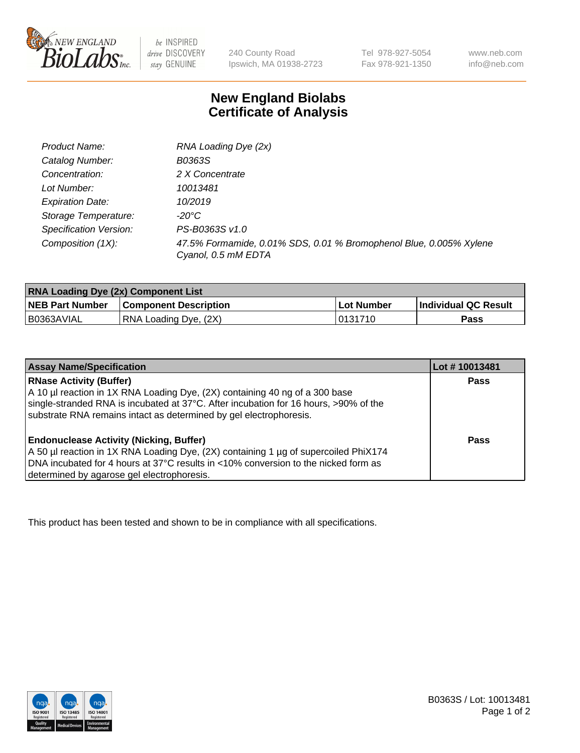New England BioLabs Inc. — be INSPIRED drive DISCOVERY stay GENUINE

240 County Road
Ipswich, MA 01938-2723

Tel 978-927-5054
Fax 978-921-1350

www.neb.com
info@neb.com

# New England Biolabs Certificate of Analysis

| | |
|---|---|
| *Product Name:* | *RNA Loading Dye (2x)* |
| *Catalog Number:* | *B0363S* |
| *Concentration:* | *2 X Concentrate* |
| *Lot Number:* | *10013481* |
| *Expiration Date:* | *10/2019* |
| *Storage Temperature:* | *-20°C* |
| *Specification Version:* | *PS-B0363S v1.0* |
| *Composition (1X):* | *47.5% Formamide, 0.01% SDS, 0.01 % Bromophenol Blue, 0.005% Xylene Cyanol, 0.5 mM EDTA* |

| **RNA Loading Dye (2x) Component List** | | | |
|---|---|---|---|
| **NEB Part Number** | **Component Description** | **Lot Number** | **Individual QC Result** |
| B0363AVIAL | RNA Loading Dye, (2X) | 0131710 | **Pass** |

| **Assay Name/Specification** | **Lot # 10013481** |
|---|---|
| **RNase Activity (Buffer)**<br>A 10 µl reaction in 1X RNA Loading Dye, (2X) containing 40 ng of a 300 base single-stranded RNA is incubated at 37°C. After incubation for 16 hours, >90% of the substrate RNA remains intact as determined by gel electrophoresis. | **Pass** |
| **Endonuclease Activity (Nicking, Buffer)**<br>A 50 µl reaction in 1X RNA Loading Dye, (2X) containing 1 µg of supercoiled PhiX174 DNA incubated for 4 hours at 37°C results in <10% conversion to the nicked form as determined by agarose gel electrophoresis. | **Pass** |

This product has been tested and shown to be in compliance with all specifications.

B0363S / Lot: 10013481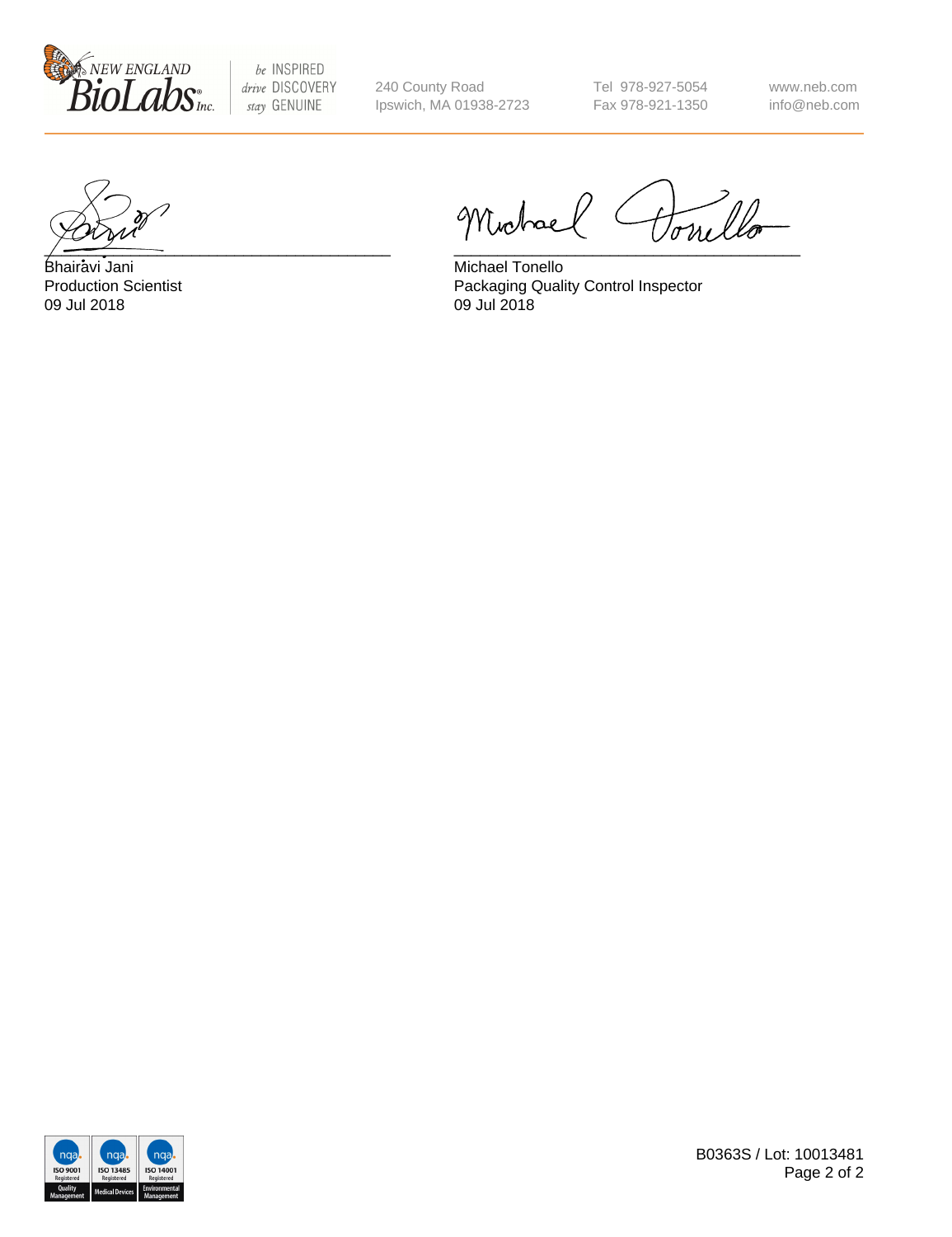Bhairavi Jani
Production Scientist
09 Jul 2018

Michael Tonello
Packaging Quality Control Inspector
09 Jul 2018

B0363S / Lot: 10013481